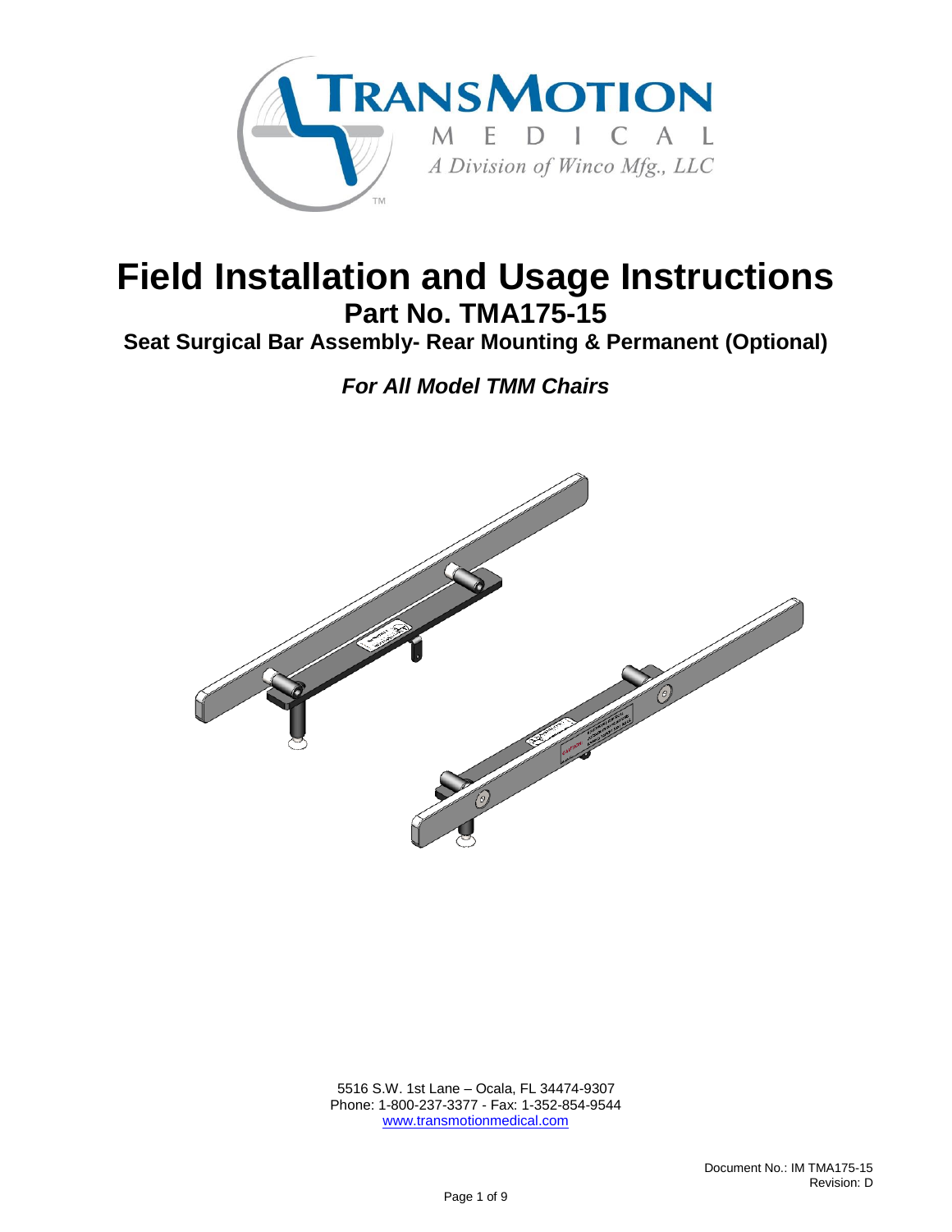# Field Installation and Usage Instructions

## Part No. TMA175-15

### Seat Surgical Bar Assembly- Rear Mounting & Permanent (Optional)

***For All Model TMM Chairs***

5516 S.W. 1st Lane – Ocala, FL 34474-9307
Phone: 1-800-237-3377 - Fax: 1-352-854-9544
www.transmotionmedical.com

Document No.: IM TMA175-15
Revision: D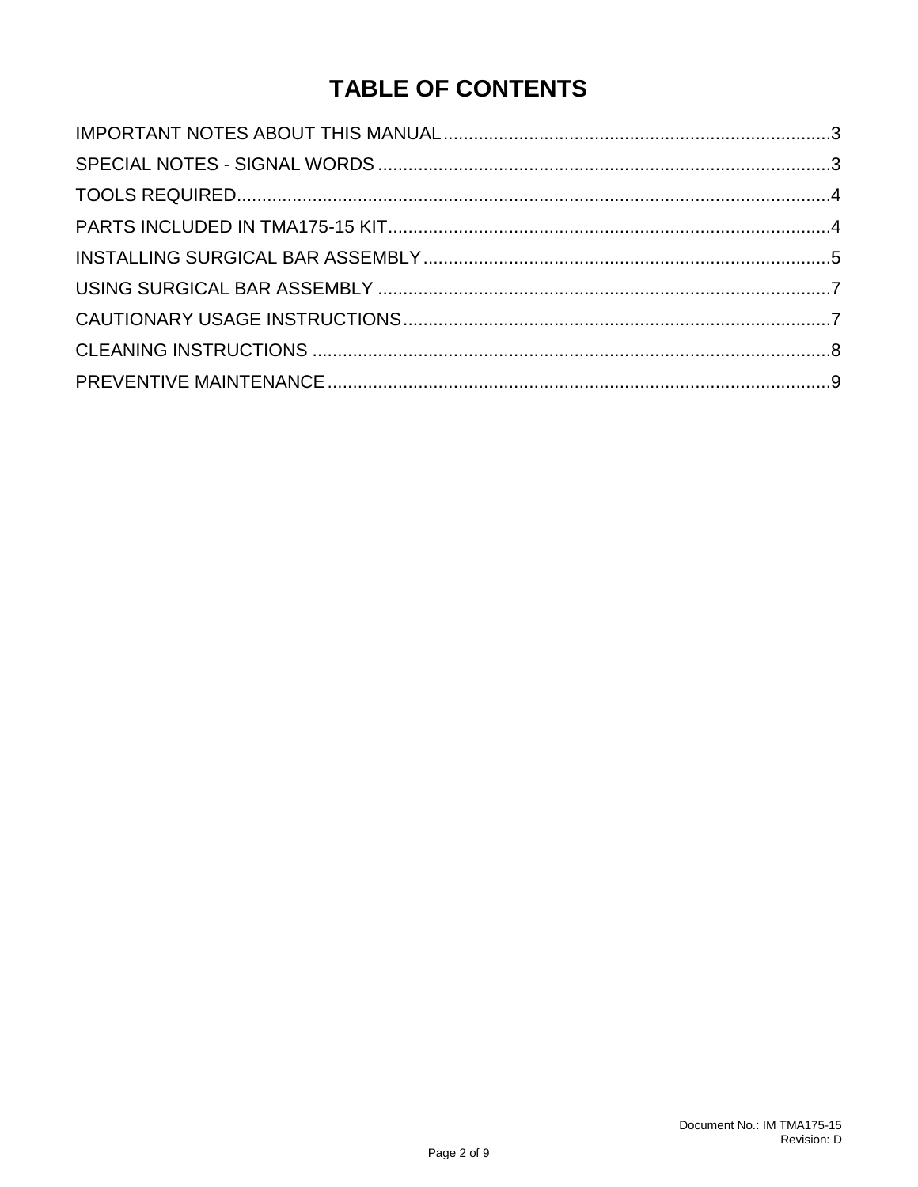# TABLE OF CONTENTS

IMPORTANT NOTES ABOUT THIS MANUAL............................................................................3
SPECIAL NOTES - SIGNAL WORDS .........................................................................................3
TOOLS REQUIRED......................................................................................................................4
PARTS INCLUDED IN TMA175-15 KIT........................................................................................4
INSTALLING SURGICAL BAR ASSEMBLY................................................................................5
USING SURGICAL BAR ASSEMBLY .........................................................................................7
CAUTIONARY USAGE INSTRUCTIONS....................................................................................7
CLEANING INSTRUCTIONS .......................................................................................................8
PREVENTIVE MAINTENANCE....................................................................................................9

Document No.: IM TMA175-15
Revision: D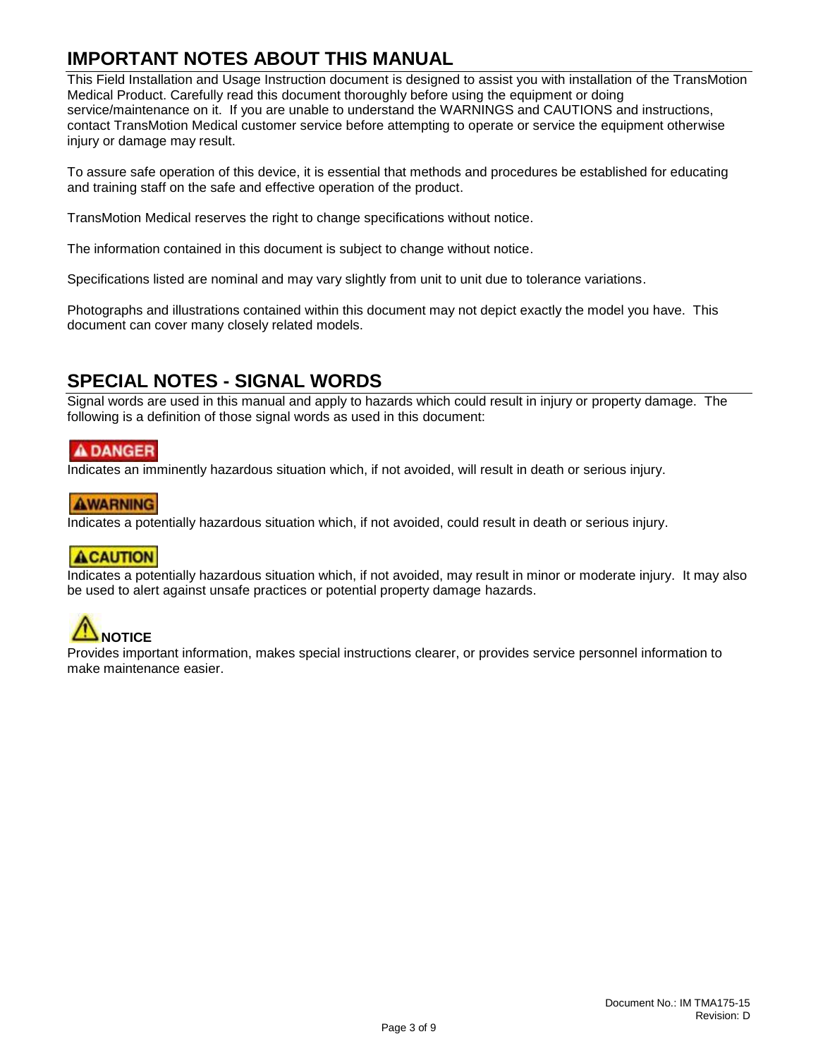## IMPORTANT NOTES ABOUT THIS MANUAL

This Field Installation and Usage Instruction document is designed to assist you with installation of the TransMotion Medical Product. Carefully read this document thoroughly before using the equipment or doing service/maintenance on it. If you are unable to understand the WARNINGS and CAUTIONS and instructions, contact TransMotion Medical customer service before attempting to operate or service the equipment otherwise injury or damage may result.

To assure safe operation of this device, it is essential that methods and procedures be established for educating and training staff on the safe and effective operation of the product.

TransMotion Medical reserves the right to change specifications without notice.

The information contained in this document is subject to change without notice.

Specifications listed are nominal and may vary slightly from unit to unit due to tolerance variations.

Photographs and illustrations contained within this document may not depict exactly the model you have. This document can cover many closely related models.

## SPECIAL NOTES - SIGNAL WORDS

Signal words are used in this manual and apply to hazards which could result in injury or property damage. The following is a definition of those signal words as used in this document:

**⚠ DANGER**

Indicates an imminently hazardous situation which, if not avoided, will result in death or serious injury.

**⚠ WARNING**

Indicates a potentially hazardous situation which, if not avoided, could result in death or serious injury.

**⚠ CAUTION**

Indicates a potentially hazardous situation which, if not avoided, may result in minor or moderate injury. It may also be used to alert against unsafe practices or potential property damage hazards.

**⚠ NOTICE**

Provides important information, makes special instructions clearer, or provides service personnel information to make maintenance easier.

Document No.: IM TMA175-15
Revision: D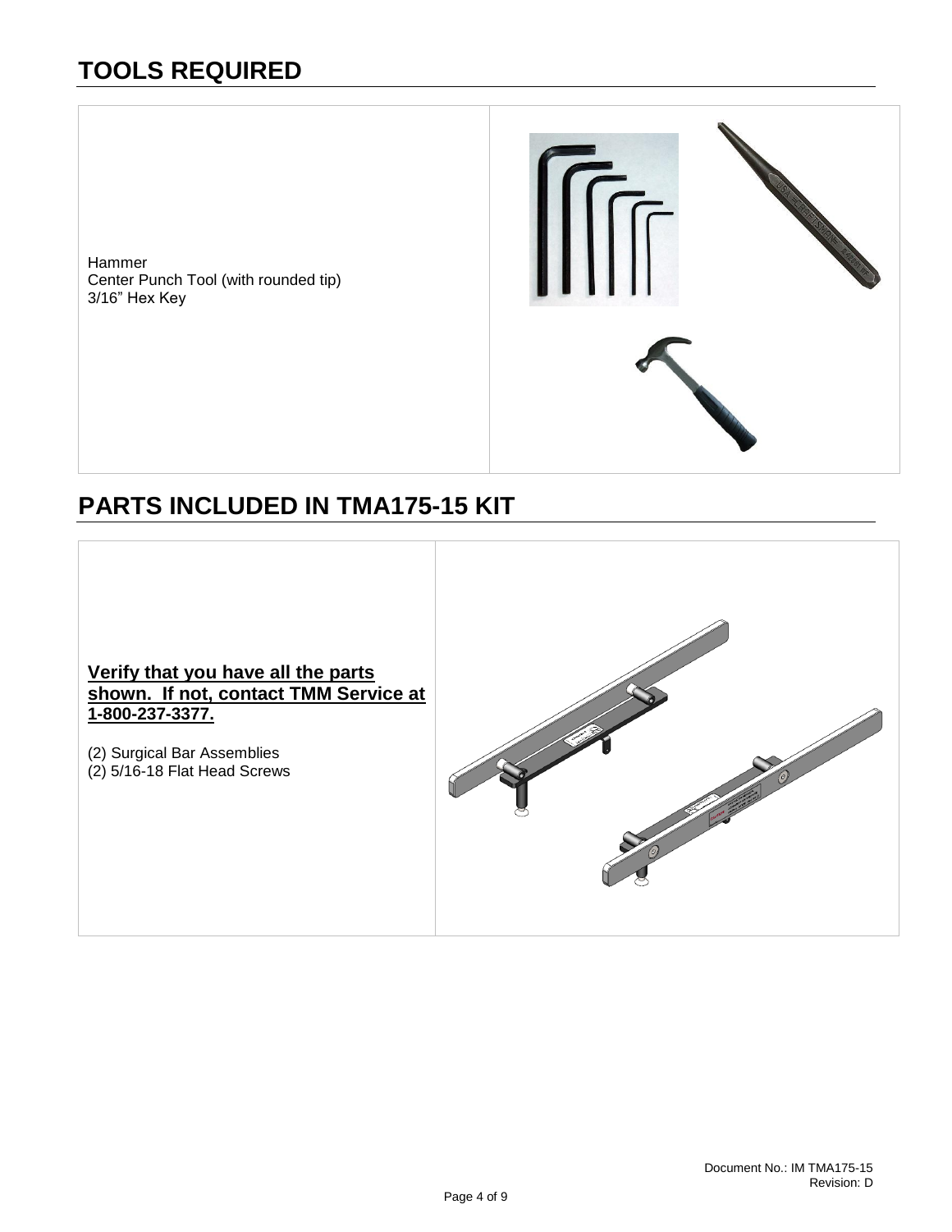# TOOLS REQUIRED

Hammer
Center Punch Tool (with rounded tip)
3/16" Hex Key

# PARTS INCLUDED IN TMA175-15 KIT

**Verify that you have all the parts shown. If not, contact TMM Service at 1-800-237-3377.**

(2) Surgical Bar Assemblies
(2) 5/16-18 Flat Head Screws

Document No.: IM TMA175-15
Revision: D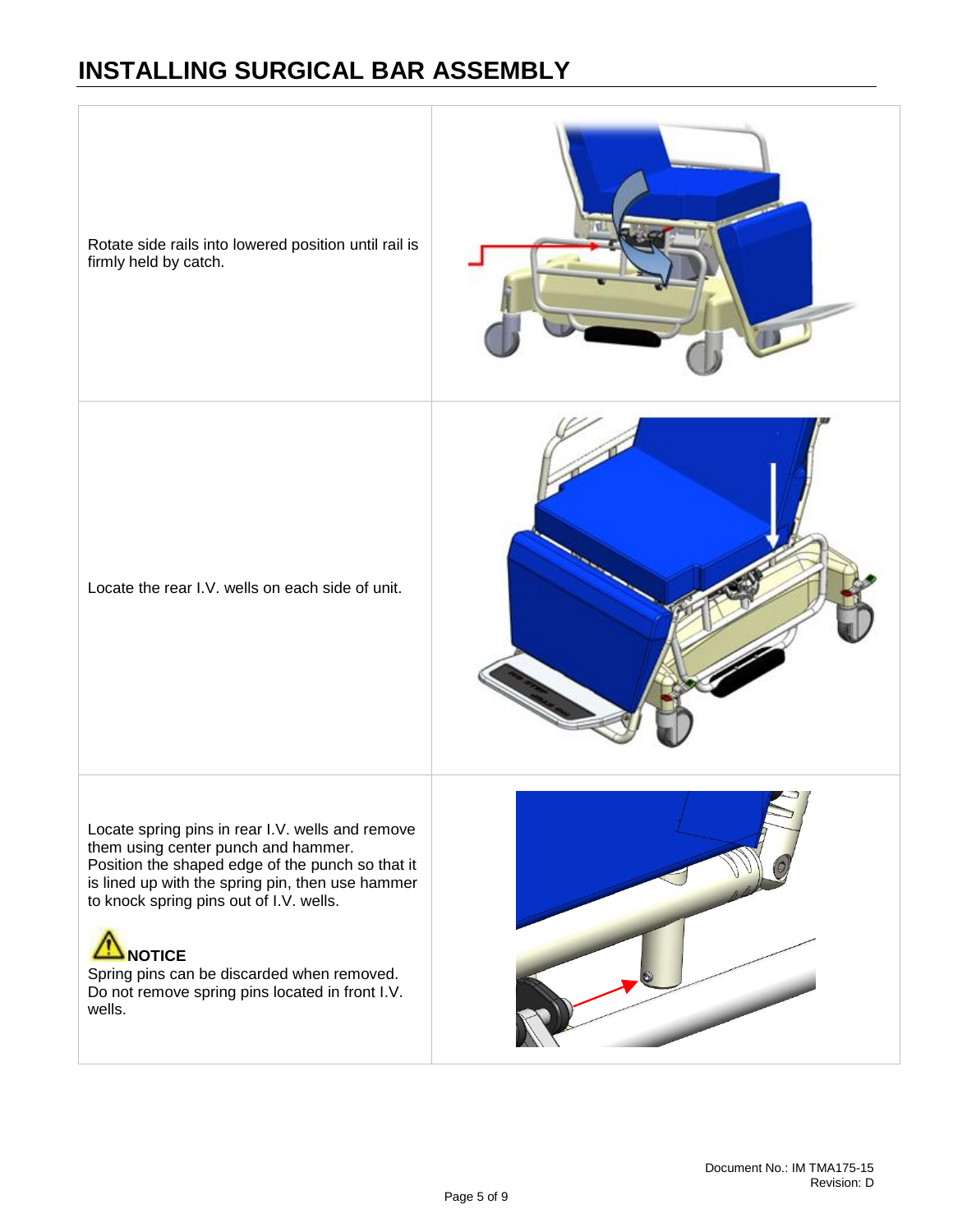# INSTALLING SURGICAL BAR ASSEMBLY

| | |
|---|---|
| Rotate side rails into lowered position until rail is firmly held by catch. | |
| Locate the rear I.V. wells on each side of unit. | |
| Locate spring pins in rear I.V. wells and remove them using center punch and hammer. Position the shaped edge of the punch so that it is lined up with the spring pin, then use hammer to knock spring pins out of I.V. wells.<br><br>**NOTICE**<br>Spring pins can be discarded when removed. Do not remove spring pins located in front I.V. wells. | |

Document No.: IM TMA175-15
Revision: D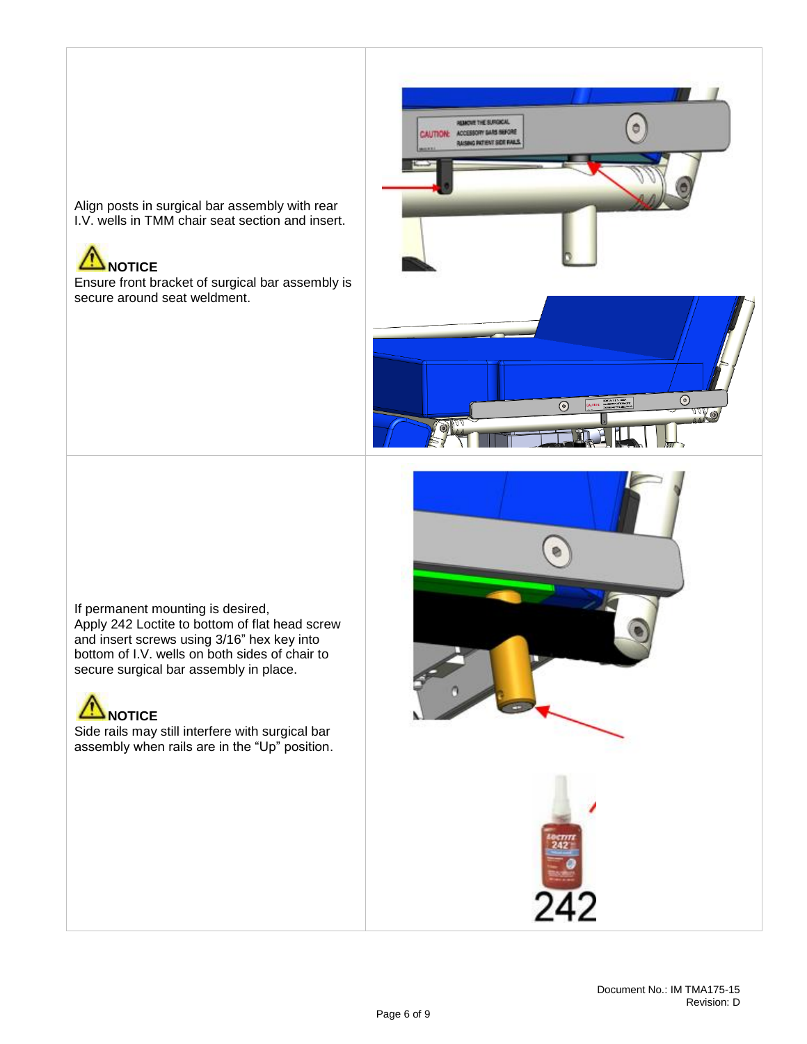Align posts in surgical bar assembly with rear I.V. wells in TMM chair seat section and insert.

**NOTICE**

Ensure front bracket of surgical bar assembly is secure around seat weldment.

If permanent mounting is desired,
Apply 242 Loctite to bottom of flat head screw and insert screws using 3/16" hex key into bottom of I.V. wells on both sides of chair to secure surgical bar assembly in place.

**NOTICE**

Side rails may still interfere with surgical bar assembly when rails are in the "Up" position.

Document No.: IM TMA175-15
Revision: D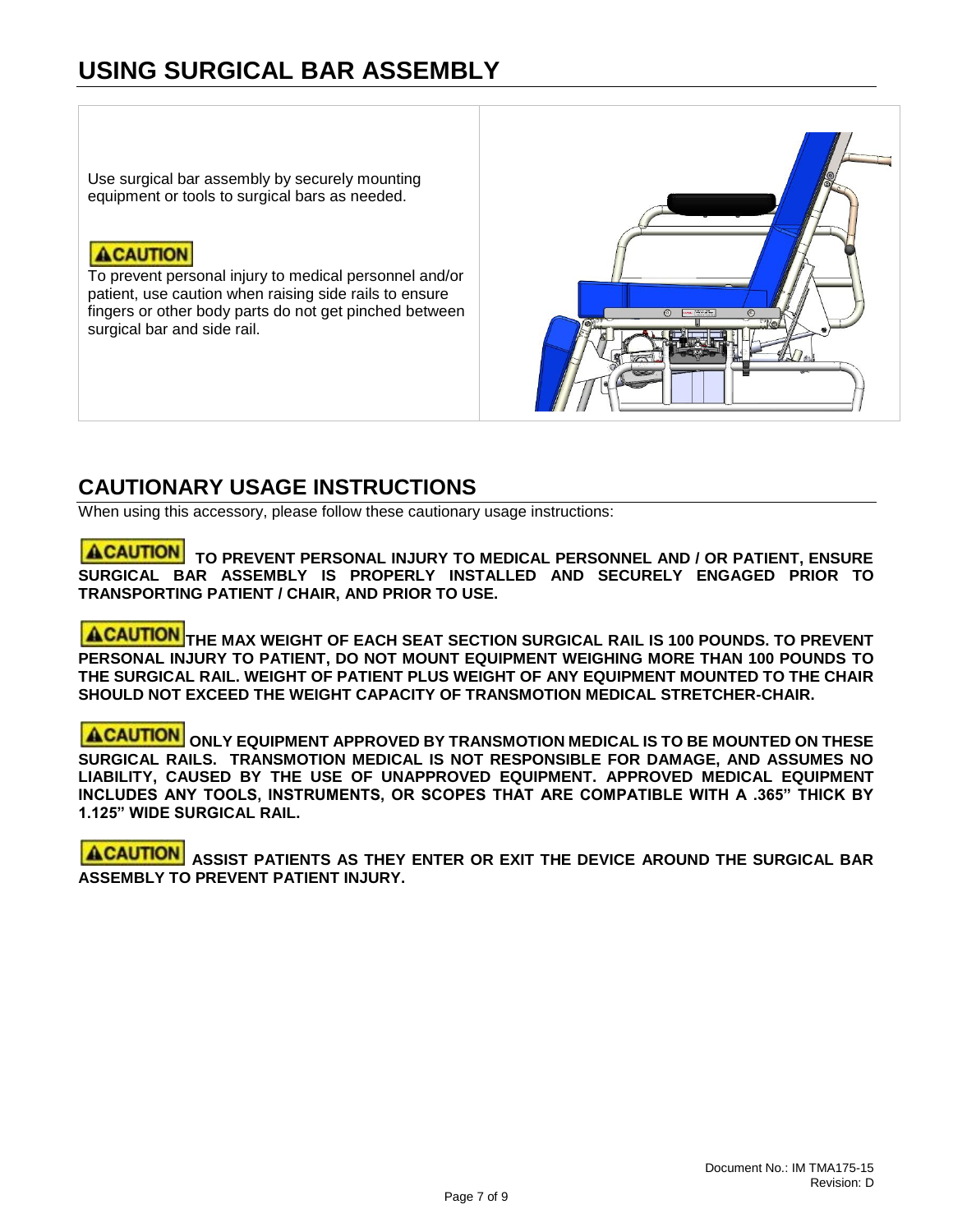# USING SURGICAL BAR ASSEMBLY

Use surgical bar assembly by securely mounting equipment or tools to surgical bars as needed.

**CAUTION**

To prevent personal injury to medical personnel and/or patient, use caution when raising side rails to ensure fingers or other body parts do not get pinched between surgical bar and side rail.

## CAUTIONARY USAGE INSTRUCTIONS

When using this accessory, please follow these cautionary usage instructions:

**CAUTION** **TO PREVENT PERSONAL INJURY TO MEDICAL PERSONNEL AND / OR PATIENT, ENSURE SURGICAL BAR ASSEMBLY IS PROPERLY INSTALLED AND SECURELY ENGAGED PRIOR TO TRANSPORTING PATIENT / CHAIR, AND PRIOR TO USE.**

**CAUTION** **THE MAX WEIGHT OF EACH SEAT SECTION SURGICAL RAIL IS 100 POUNDS. TO PREVENT PERSONAL INJURY TO PATIENT, DO NOT MOUNT EQUIPMENT WEIGHING MORE THAN 100 POUNDS TO THE SURGICAL RAIL. WEIGHT OF PATIENT PLUS WEIGHT OF ANY EQUIPMENT MOUNTED TO THE CHAIR SHOULD NOT EXCEED THE WEIGHT CAPACITY OF TRANSMOTION MEDICAL STRETCHER-CHAIR.**

**CAUTION** **ONLY EQUIPMENT APPROVED BY TRANSMOTION MEDICAL IS TO BE MOUNTED ON THESE SURGICAL RAILS. TRANSMOTION MEDICAL IS NOT RESPONSIBLE FOR DAMAGE, AND ASSUMES NO LIABILITY, CAUSED BY THE USE OF UNAPPROVED EQUIPMENT. APPROVED MEDICAL EQUIPMENT INCLUDES ANY TOOLS, INSTRUMENTS, OR SCOPES THAT ARE COMPATIBLE WITH A .365" THICK BY 1.125" WIDE SURGICAL RAIL.**

**CAUTION** **ASSIST PATIENTS AS THEY ENTER OR EXIT THE DEVICE AROUND THE SURGICAL BAR ASSEMBLY TO PREVENT PATIENT INJURY.**

Document No.: IM TMA175-15
Revision: D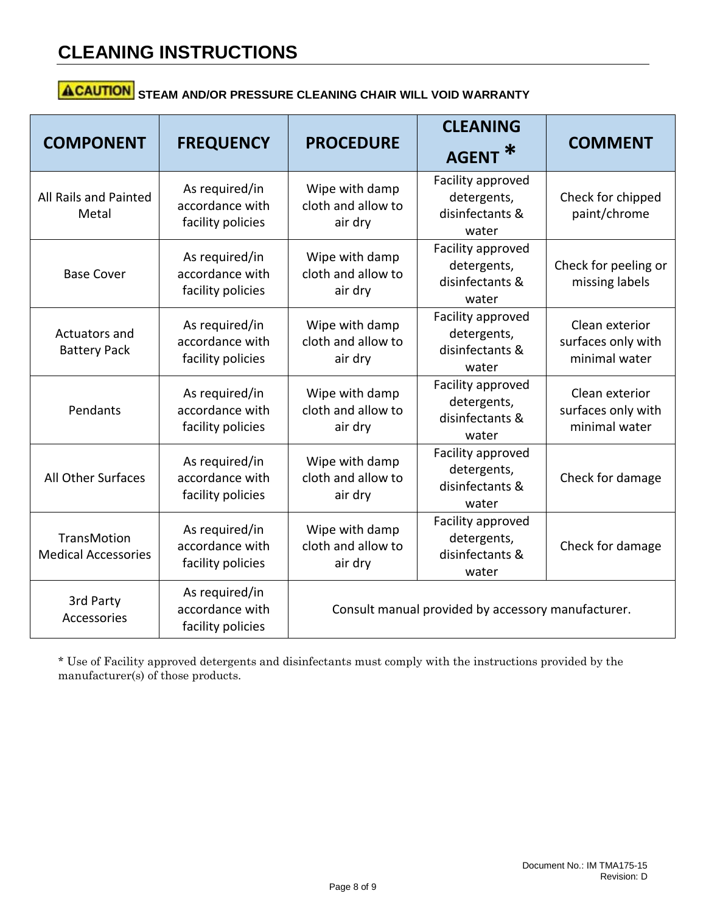# CLEANING INSTRUCTIONS

**⚠CAUTION STEAM AND/OR PRESSURE CLEANING CHAIR WILL VOID WARRANTY**

| COMPONENT | FREQUENCY | PROCEDURE | CLEANING AGENT * | COMMENT |
|---|---|---|---|---|
| All Rails and Painted Metal | As required/in accordance with facility policies | Wipe with damp cloth and allow to air dry | Facility approved detergents, disinfectants & water | Check for chipped paint/chrome |
| Base Cover | As required/in accordance with facility policies | Wipe with damp cloth and allow to air dry | Facility approved detergents, disinfectants & water | Check for peeling or missing labels |
| Actuators and Battery Pack | As required/in accordance with facility policies | Wipe with damp cloth and allow to air dry | Facility approved detergents, disinfectants & water | Clean exterior surfaces only with minimal water |
| Pendants | As required/in accordance with facility policies | Wipe with damp cloth and allow to air dry | Facility approved detergents, disinfectants & water | Clean exterior surfaces only with minimal water |
| All Other Surfaces | As required/in accordance with facility policies | Wipe with damp cloth and allow to air dry | Facility approved detergents, disinfectants & water | Check for damage |
| TransMotion Medical Accessories | As required/in accordance with facility policies | Wipe with damp cloth and allow to air dry | Facility approved detergents, disinfectants & water | Check for damage |
| 3rd Party Accessories | As required/in accordance with facility policies | Consult manual provided by accessory manufacturer. | | |

* Use of Facility approved detergents and disinfectants must comply with the instructions provided by the manufacturer(s) of those products.

Document No.: IM TMA175-15
Revision: D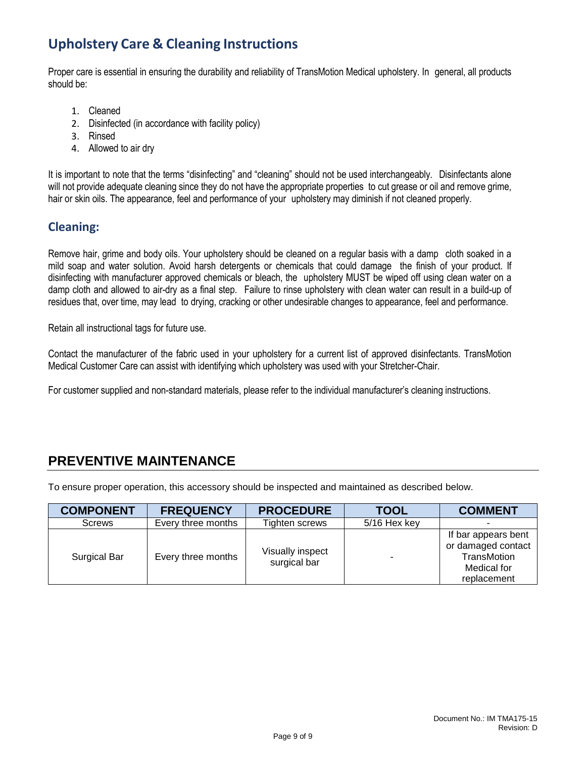## Upholstery Care & Cleaning Instructions

Proper care is essential in ensuring the durability and reliability of TransMotion Medical upholstery. In general, all products should be:

1. Cleaned
2. Disinfected (in accordance with facility policy)
3. Rinsed
4. Allowed to air dry

It is important to note that the terms "disinfecting" and "cleaning" should not be used interchangeably. Disinfectants alone will not provide adequate cleaning since they do not have the appropriate properties to cut grease or oil and remove grime, hair or skin oils. The appearance, feel and performance of your upholstery may diminish if not cleaned properly.

### Cleaning:

Remove hair, grime and body oils. Your upholstery should be cleaned on a regular basis with a damp cloth soaked in a mild soap and water solution. Avoid harsh detergents or chemicals that could damage the finish of your product. If disinfecting with manufacturer approved chemicals or bleach, the upholstery MUST be wiped off using clean water on a damp cloth and allowed to air-dry as a final step. Failure to rinse upholstery with clean water can result in a build-up of residues that, over time, may lead to drying, cracking or other undesirable changes to appearance, feel and performance.

Retain all instructional tags for future use.

Contact the manufacturer of the fabric used in your upholstery for a current list of approved disinfectants. TransMotion Medical Customer Care can assist with identifying which upholstery was used with your Stretcher-Chair.

For customer supplied and non-standard materials, please refer to the individual manufacturer's cleaning instructions.

## PREVENTIVE MAINTENANCE

To ensure proper operation, this accessory should be inspected and maintained as described below.

| COMPONENT | FREQUENCY | PROCEDURE | TOOL | COMMENT |
|---|---|---|---|---|
| Screws | Every three months | Tighten screws | 5/16 Hex key | - |
| Surgical Bar | Every three months | Visually inspect surgical bar | - | If bar appears bent or damaged contact TransMotion Medical for replacement |

Document No.: IM TMA175-15
Revision: D